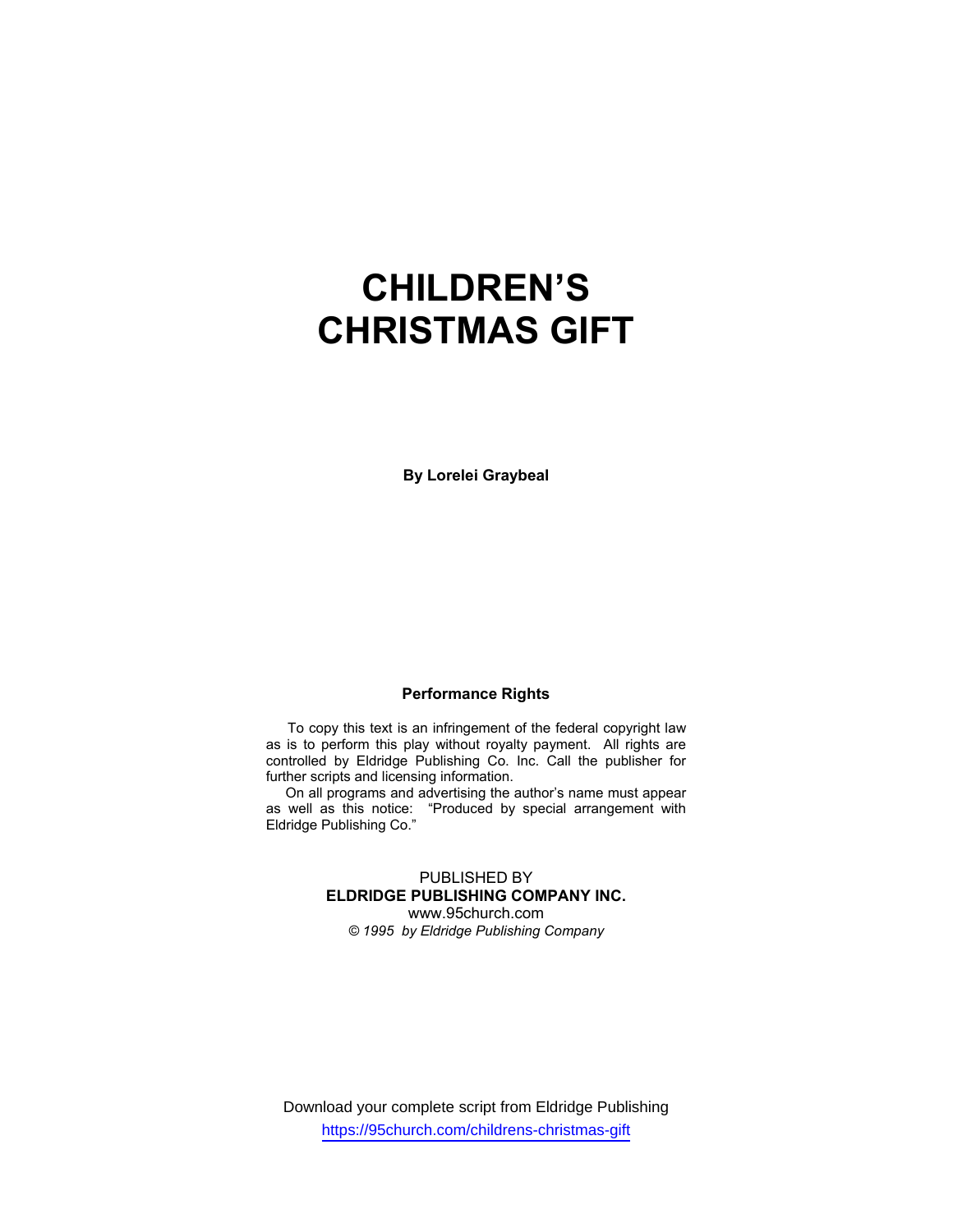# CHILDREN'S CHRISTMAS GIFT

**By Lorelei Graybeal**

**Performance Rights**

To copy this text is an infringement of the federal copyright law as is to perform this play without royalty payment. All rights are controlled by Eldridge Publishing Co. Inc. Call the publisher for further scripts and licensing information.

On all programs and advertising the author's name must appear as well as this notice: "Produced by special arrangement with Eldridge Publishing Co."

PUBLISHED BY
**ELDRIDGE PUBLISHING COMPANY INC.**
www.95church.com
*© 1995 by Eldridge Publishing Company*

Download your complete script from Eldridge Publishing
https://95church.com/childrens-christmas-gift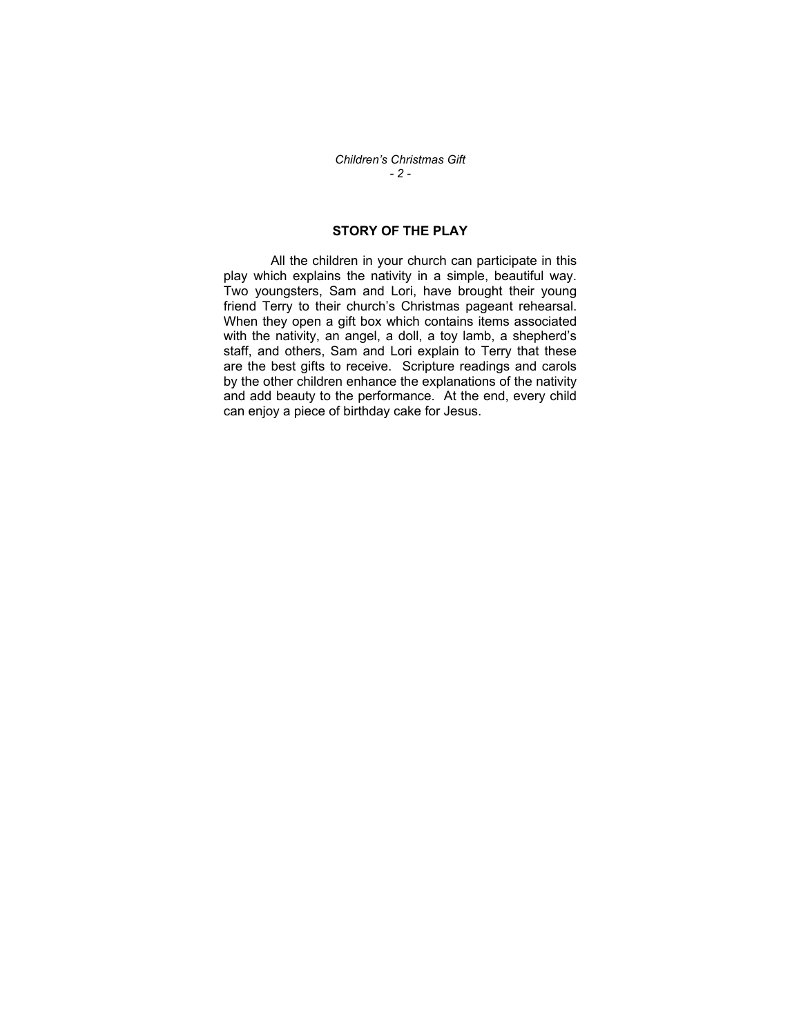## STORY OF THE PLAY

All the children in your church can participate in this play which explains the nativity in a simple, beautiful way. Two youngsters, Sam and Lori, have brought their young friend Terry to their church's Christmas pageant rehearsal. When they open a gift box which contains items associated with the nativity, an angel, a doll, a toy lamb, a shepherd's staff, and others, Sam and Lori explain to Terry that these are the best gifts to receive. Scripture readings and carols by the other children enhance the explanations of the nativity and add beauty to the performance. At the end, every child can enjoy a piece of birthday cake for Jesus.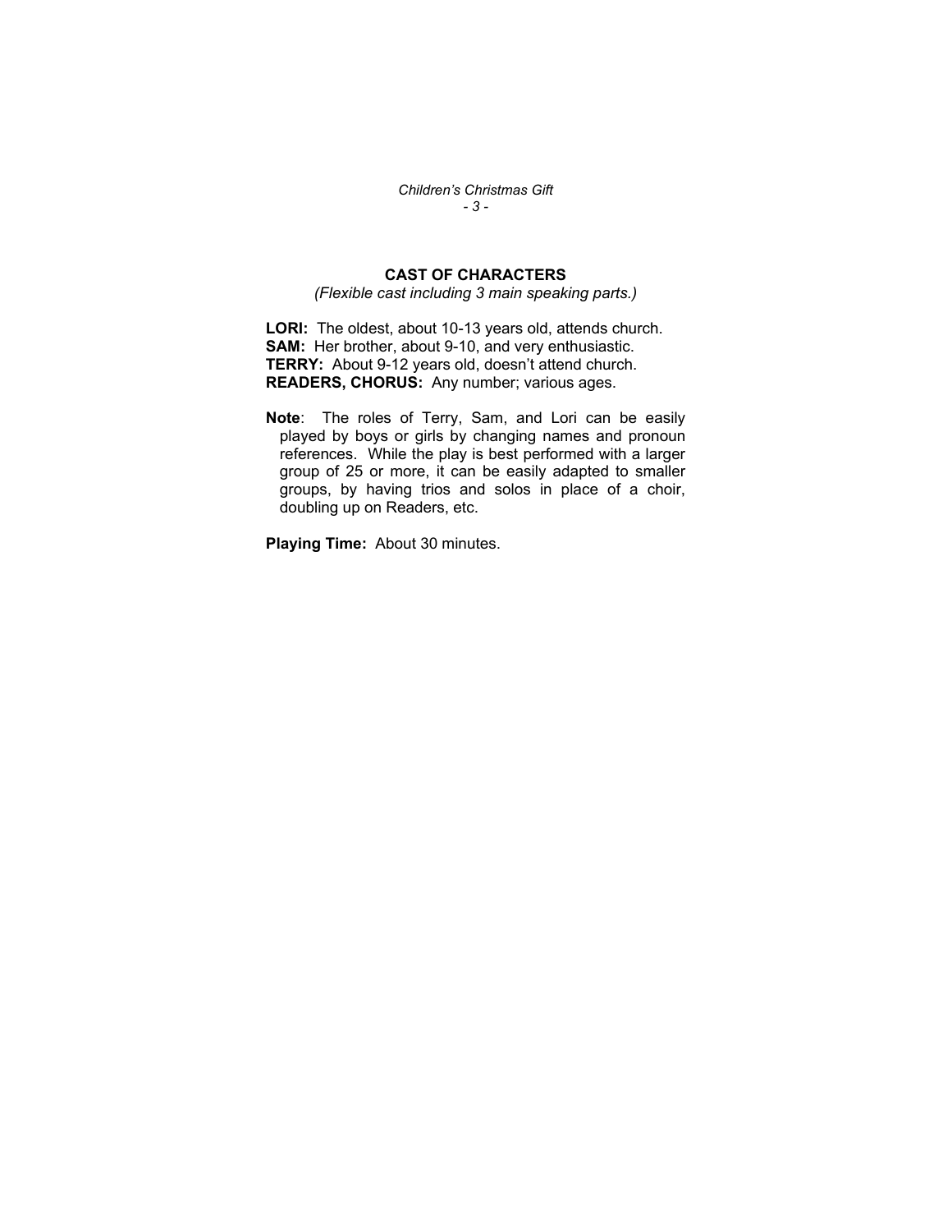## CAST OF CHARACTERS

*(Flexible cast including 3 main speaking parts.)*

**LORI:** The oldest, about 10-13 years old, attends church.
**SAM:** Her brother, about 9-10, and very enthusiastic.
**TERRY:** About 9-12 years old, doesn't attend church.
**READERS, CHORUS:** Any number; various ages.

**Note**: The roles of Terry, Sam, and Lori can be easily played by boys or girls by changing names and pronoun references. While the play is best performed with a larger group of 25 or more, it can be easily adapted to smaller groups, by having trios and solos in place of a choir, doubling up on Readers, etc.

**Playing Time:** About 30 minutes.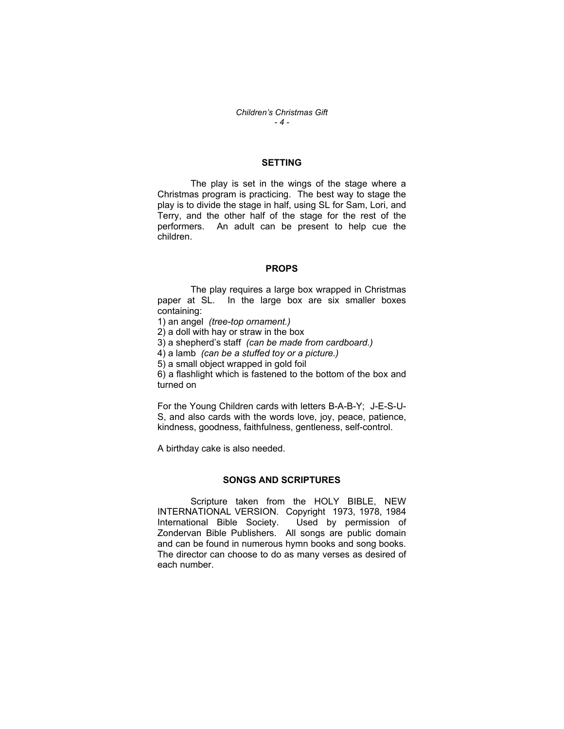## SETTING

The play is set in the wings of the stage where a Christmas program is practicing. The best way to stage the play is to divide the stage in half, using SL for Sam, Lori, and Terry, and the other half of the stage for the rest of the performers. An adult can be present to help cue the children.

## PROPS

The play requires a large box wrapped in Christmas paper at SL. In the large box are six smaller boxes containing:

1) an angel *(tree-top ornament.)*
2) a doll with hay or straw in the box
3) a shepherd's staff *(can be made from cardboard.)*
4) a lamb *(can be a stuffed toy or a picture.)*
5) a small object wrapped in gold foil
6) a flashlight which is fastened to the bottom of the box and turned on

For the Young Children cards with letters B-A-B-Y; J-E-S-U-S, and also cards with the words love, joy, peace, patience, kindness, goodness, faithfulness, gentleness, self-control.

A birthday cake is also needed.

## SONGS AND SCRIPTURES

Scripture taken from the HOLY BIBLE, NEW INTERNATIONAL VERSION. Copyright 1973, 1978, 1984 International Bible Society. Used by permission of Zondervan Bible Publishers. All songs are public domain and can be found in numerous hymn books and song books. The director can choose to do as many verses as desired of each number.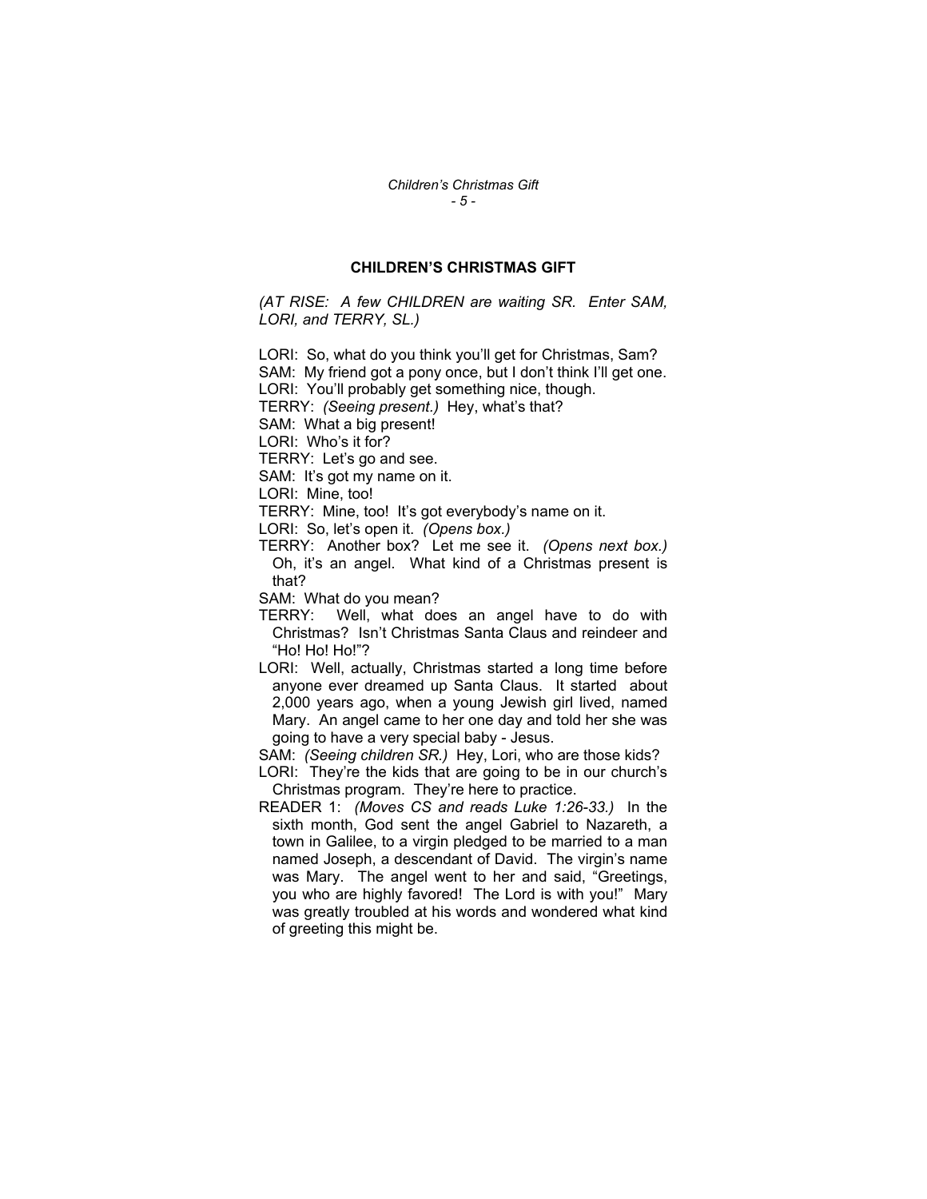## CHILDREN'S CHRISTMAS GIFT

*(AT RISE: A few CHILDREN are waiting SR. Enter SAM, LORI, and TERRY, SL.)*

LORI: So, what do you think you'll get for Christmas, Sam?

SAM: My friend got a pony once, but I don't think I'll get one.

LORI: You'll probably get something nice, though.

TERRY: *(Seeing present.)* Hey, what's that?

SAM: What a big present!

LORI: Who's it for?

TERRY: Let's go and see.

SAM: It's got my name on it.

LORI: Mine, too!

TERRY: Mine, too! It's got everybody's name on it.

LORI: So, let's open it. *(Opens box.)*

TERRY: Another box? Let me see it. *(Opens next box.)* Oh, it's an angel. What kind of a Christmas present is that?

SAM: What do you mean?

TERRY: Well, what does an angel have to do with Christmas? Isn't Christmas Santa Claus and reindeer and "Ho! Ho! Ho!"?

LORI: Well, actually, Christmas started a long time before anyone ever dreamed up Santa Claus. It started about 2,000 years ago, when a young Jewish girl lived, named Mary. An angel came to her one day and told her she was going to have a very special baby - Jesus.

SAM: *(Seeing children SR.)* Hey, Lori, who are those kids?

LORI: They're the kids that are going to be in our church's Christmas program. They're here to practice.

READER 1: *(Moves CS and reads Luke 1:26-33.)* In the sixth month, God sent the angel Gabriel to Nazareth, a town in Galilee, to a virgin pledged to be married to a man named Joseph, a descendant of David. The virgin's name was Mary. The angel went to her and said, "Greetings, you who are highly favored! The Lord is with you!" Mary was greatly troubled at his words and wondered what kind of greeting this might be.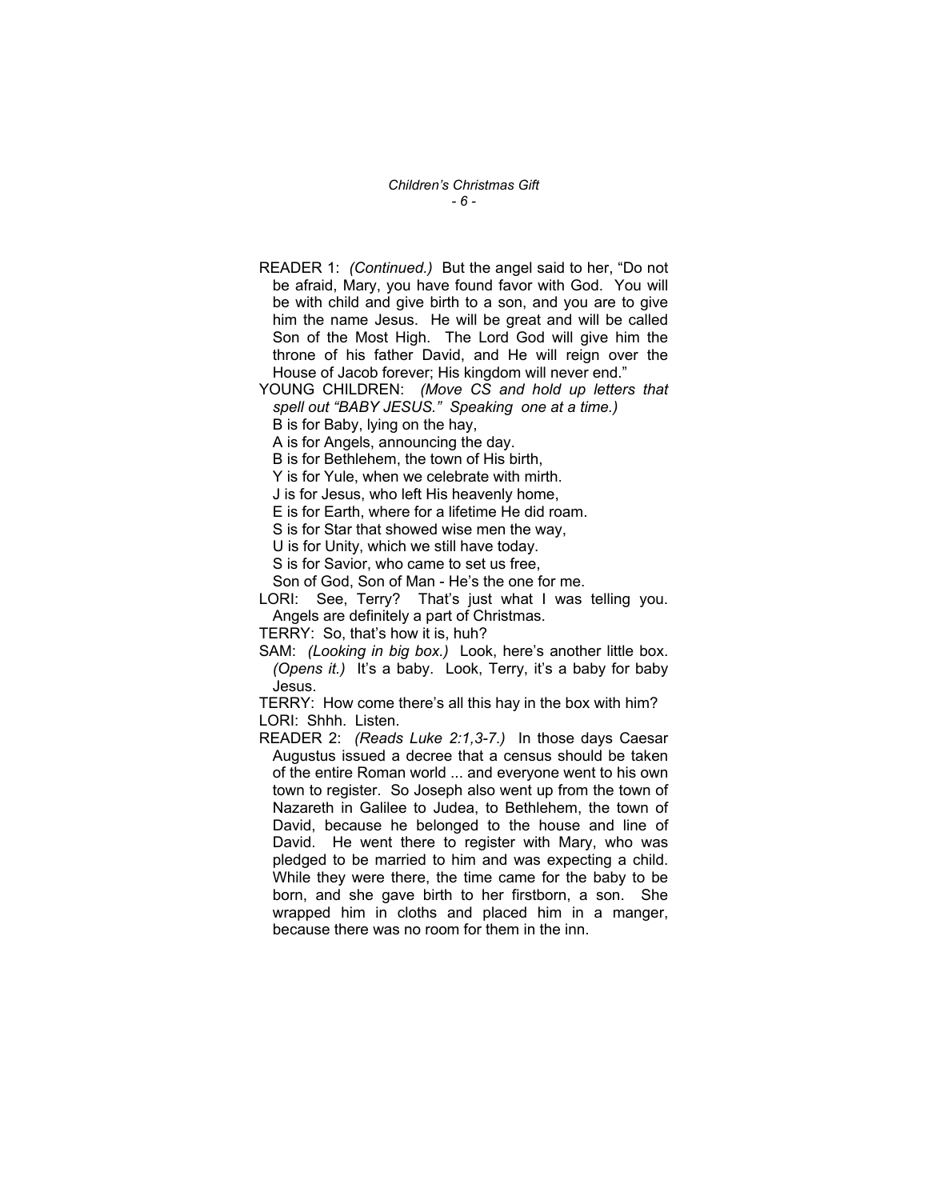READER 1: *(Continued.)* But the angel said to her, "Do not be afraid, Mary, you have found favor with God. You will be with child and give birth to a son, and you are to give him the name Jesus. He will be great and will be called Son of the Most High. The Lord God will give him the throne of his father David, and He will reign over the House of Jacob forever; His kingdom will never end."

YOUNG CHILDREN: *(Move CS and hold up letters that spell out "BABY JESUS." Speaking one at a time.)*
B is for Baby, lying on the hay,
A is for Angels, announcing the day.
B is for Bethlehem, the town of His birth,
Y is for Yule, when we celebrate with mirth.
J is for Jesus, who left His heavenly home,
E is for Earth, where for a lifetime He did roam.
S is for Star that showed wise men the way,
U is for Unity, which we still have today.
S is for Savior, who came to set us free,
Son of God, Son of Man - He's the one for me.

LORI: See, Terry? That's just what I was telling you. Angels are definitely a part of Christmas.

TERRY: So, that's how it is, huh?

SAM: *(Looking in big box.)* Look, here's another little box. *(Opens it.)* It's a baby. Look, Terry, it's a baby for baby Jesus.

TERRY: How come there's all this hay in the box with him?

LORI: Shhh. Listen.

READER 2: *(Reads Luke 2:1,3-7.)* In those days Caesar Augustus issued a decree that a census should be taken of the entire Roman world ... and everyone went to his own town to register. So Joseph also went up from the town of Nazareth in Galilee to Judea, to Bethlehem, the town of David, because he belonged to the house and line of David. He went there to register with Mary, who was pledged to be married to him and was expecting a child. While they were there, the time came for the baby to be born, and she gave birth to her firstborn, a son. She wrapped him in cloths and placed him in a manger, because there was no room for them in the inn.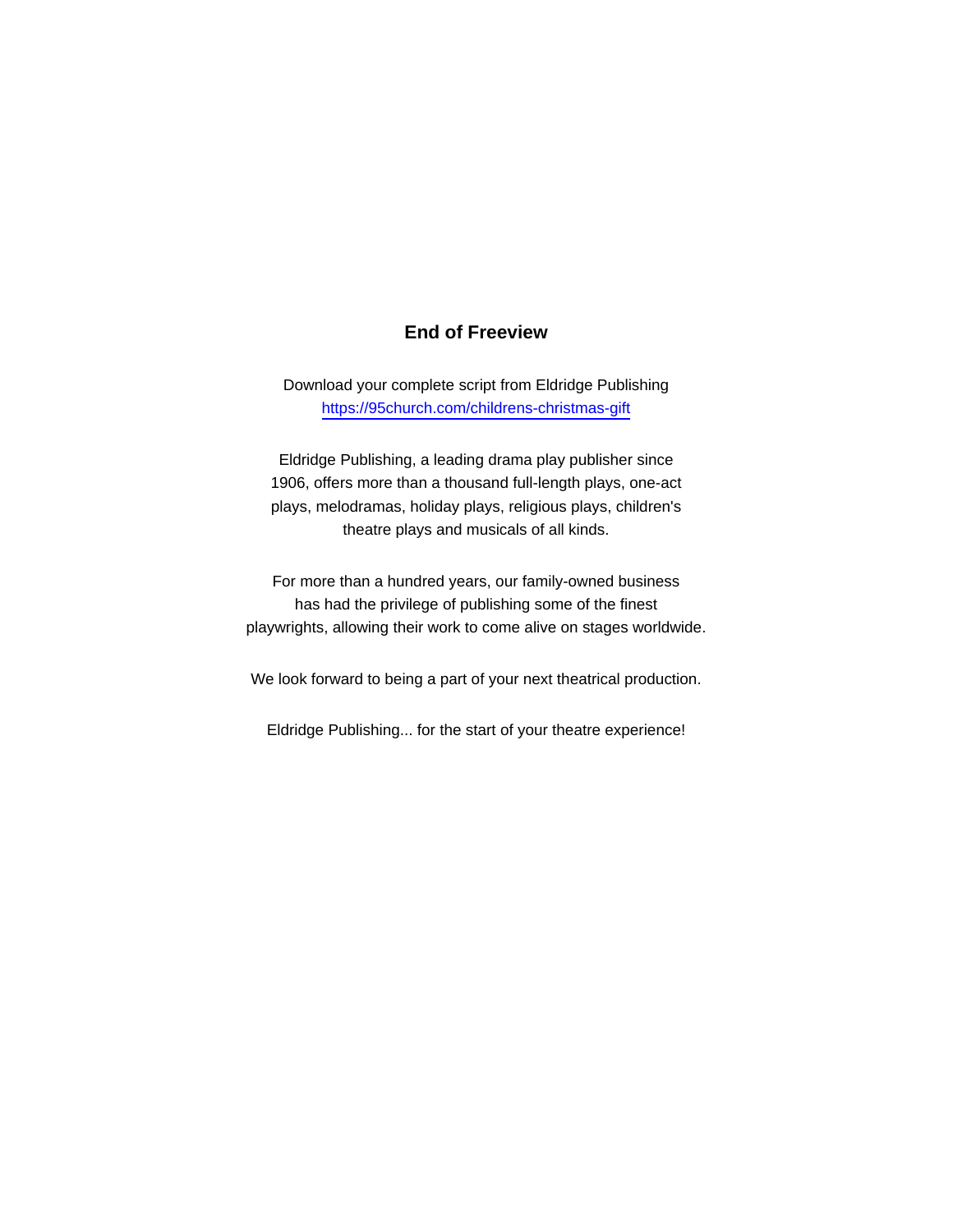**End of Freeview**

Download your complete script from Eldridge Publishing
https://95church.com/childrens-christmas-gift

Eldridge Publishing, a leading drama play publisher since 1906, offers more than a thousand full-length plays, one-act plays, melodramas, holiday plays, religious plays, children's theatre plays and musicals of all kinds.

For more than a hundred years, our family-owned business has had the privilege of publishing some of the finest playwrights, allowing their work to come alive on stages worldwide.

We look forward to being a part of your next theatrical production.

Eldridge Publishing... for the start of your theatre experience!